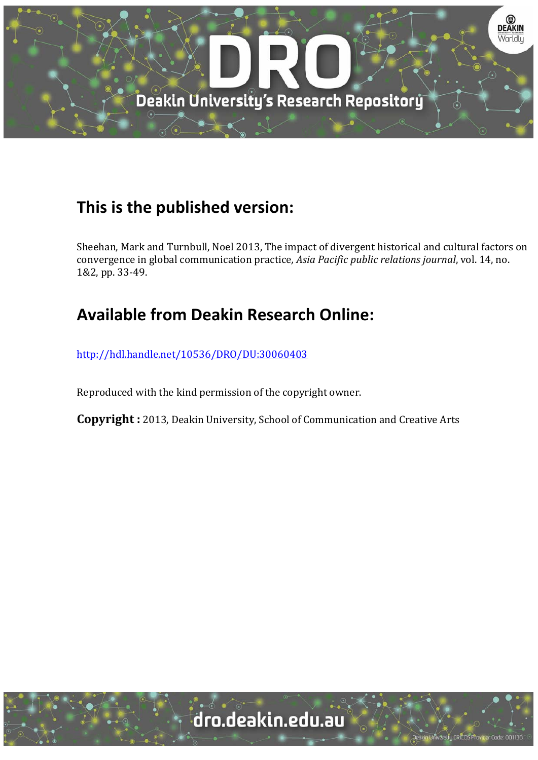## This is the published version:

Sheehan, Mark and Turnbull, Noel 2013, The impact of divergent historical and cultural factors on convergence in global communication practice, *Asia Pacific public relations journal*, vol. 14, no. 1&2, pp. 33-49.

## Available from Deakin Research Online:

http://hdl.handle.net/10536/DRO/DU:30060403

Reproduced with the kind permission of the copyright owner.

**Copyright :** 2013, Deakin University, School of Communication and Creative Arts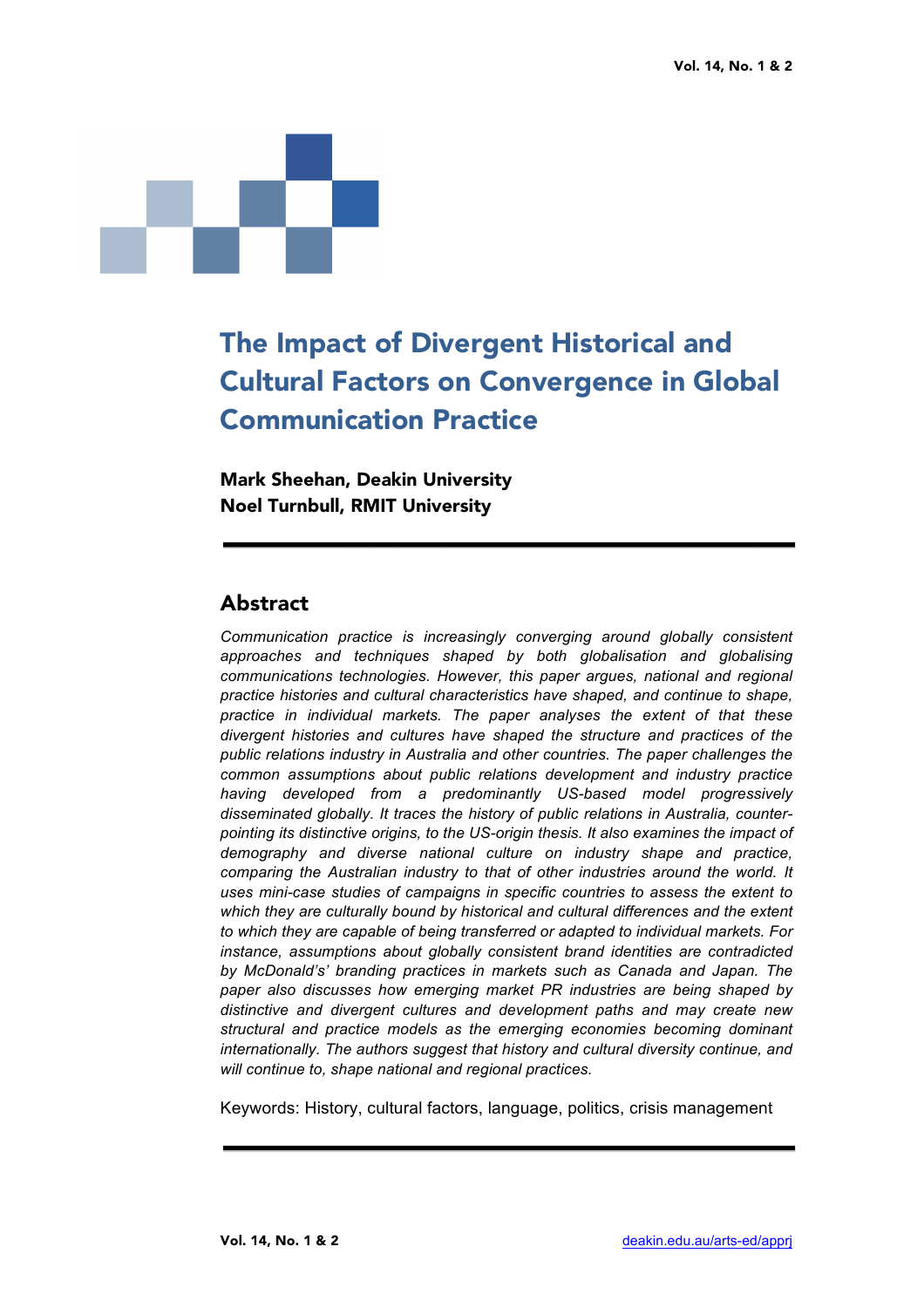# The Impact of Divergent Historical and Cultural Factors on Convergence in Global Communication Practice

**Mark Sheehan, Deakin University**
**Noel Turnbull, RMIT University**

## Abstract

*Communication practice is increasingly converging around globally consistent approaches and techniques shaped by both globalisation and globalising communications technologies. However, this paper argues, national and regional practice histories and cultural characteristics have shaped, and continue to shape, practice in individual markets. The paper analyses the extent of that these divergent histories and cultures have shaped the structure and practices of the public relations industry in Australia and other countries. The paper challenges the common assumptions about public relations development and industry practice having developed from a predominantly US-based model progressively disseminated globally. It traces the history of public relations in Australia, counter-pointing its distinctive origins, to the US-origin thesis. It also examines the impact of demography and diverse national culture on industry shape and practice, comparing the Australian industry to that of other industries around the world. It uses mini-case studies of campaigns in specific countries to assess the extent to which they are culturally bound by historical and cultural differences and the extent to which they are capable of being transferred or adapted to individual markets. For instance, assumptions about globally consistent brand identities are contradicted by McDonald's' branding practices in markets such as Canada and Japan. The paper also discusses how emerging market PR industries are being shaped by distinctive and divergent cultures and development paths and may create new structural and practice models as the emerging economies becoming dominant internationally. The authors suggest that history and cultural diversity continue, and will continue to, shape national and regional practices.*

Keywords: History, cultural factors, language, politics, crisis management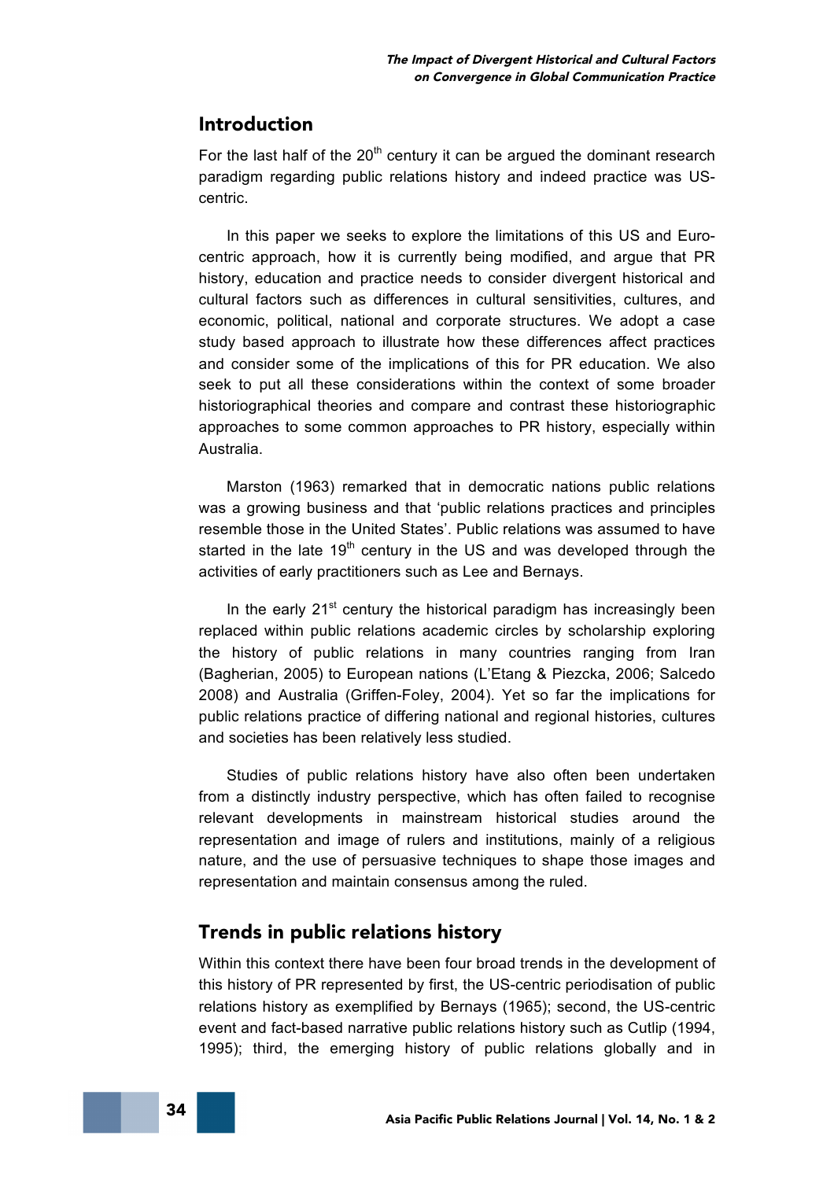## Introduction

For the last half of the 20th century it can be argued the dominant research paradigm regarding public relations history and indeed practice was US-centric.

In this paper we seeks to explore the limitations of this US and Euro-centric approach, how it is currently being modified, and argue that PR history, education and practice needs to consider divergent historical and cultural factors such as differences in cultural sensitivities, cultures, and economic, political, national and corporate structures. We adopt a case study based approach to illustrate how these differences affect practices and consider some of the implications of this for PR education. We also seek to put all these considerations within the context of some broader historiographical theories and compare and contrast these historiographic approaches to some common approaches to PR history, especially within Australia.

Marston (1963) remarked that in democratic nations public relations was a growing business and that 'public relations practices and principles resemble those in the United States'. Public relations was assumed to have started in the late 19th century in the US and was developed through the activities of early practitioners such as Lee and Bernays.

In the early 21st century the historical paradigm has increasingly been replaced within public relations academic circles by scholarship exploring the history of public relations in many countries ranging from Iran (Bagherian, 2005) to European nations (L'Etang & Piezcka, 2006; Salcedo 2008) and Australia (Griffen-Foley, 2004). Yet so far the implications for public relations practice of differing national and regional histories, cultures and societies has been relatively less studied.

Studies of public relations history have also often been undertaken from a distinctly industry perspective, which has often failed to recognise relevant developments in mainstream historical studies around the representation and image of rulers and institutions, mainly of a religious nature, and the use of persuasive techniques to shape those images and representation and maintain consensus among the ruled.

## Trends in public relations history

Within this context there have been four broad trends in the development of this history of PR represented by first, the US-centric periodisation of public relations history as exemplified by Bernays (1965); second, the US-centric event and fact-based narrative public relations history such as Cutlip (1994, 1995); third, the emerging history of public relations globally and in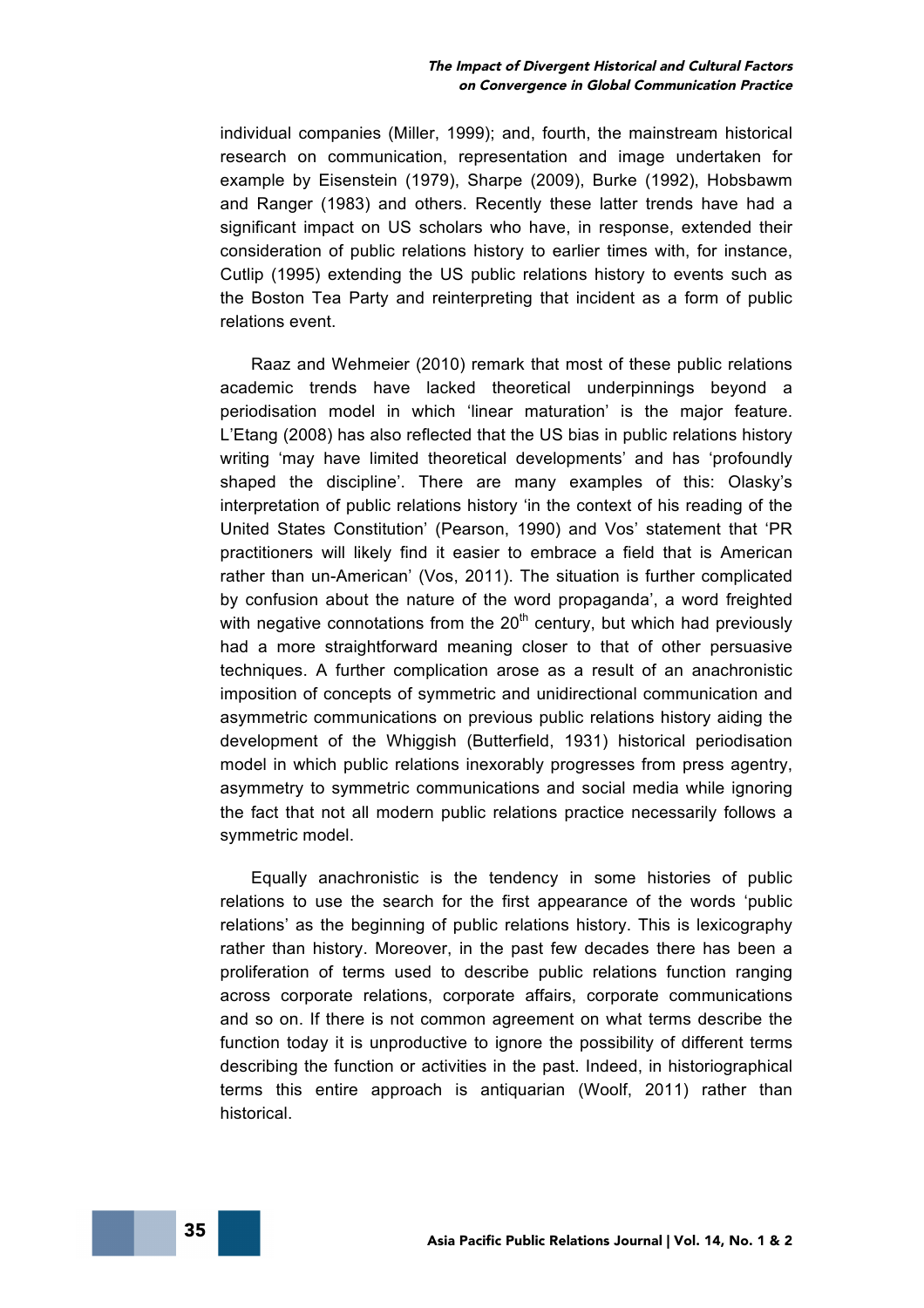individual companies (Miller, 1999); and, fourth, the mainstream historical research on communication, representation and image undertaken for example by Eisenstein (1979), Sharpe (2009), Burke (1992), Hobsbawm and Ranger (1983) and others. Recently these latter trends have had a significant impact on US scholars who have, in response, extended their consideration of public relations history to earlier times with, for instance, Cutlip (1995) extending the US public relations history to events such as the Boston Tea Party and reinterpreting that incident as a form of public relations event.

Raaz and Wehmeier (2010) remark that most of these public relations academic trends have lacked theoretical underpinnings beyond a periodisation model in which 'linear maturation' is the major feature. L'Etang (2008) has also reflected that the US bias in public relations history writing 'may have limited theoretical developments' and has 'profoundly shaped the discipline'. There are many examples of this: Olasky's interpretation of public relations history 'in the context of his reading of the United States Constitution' (Pearson, 1990) and Vos' statement that 'PR practitioners will likely find it easier to embrace a field that is American rather than un-American' (Vos, 2011). The situation is further complicated by confusion about the nature of the word propaganda', a word freighted with negative connotations from the 20th century, but which had previously had a more straightforward meaning closer to that of other persuasive techniques. A further complication arose as a result of an anachronistic imposition of concepts of symmetric and unidirectional communication and asymmetric communications on previous public relations history aiding the development of the Whiggish (Butterfield, 1931) historical periodisation model in which public relations inexorably progresses from press agentry, asymmetry to symmetric communications and social media while ignoring the fact that not all modern public relations practice necessarily follows a symmetric model.

Equally anachronistic is the tendency in some histories of public relations to use the search for the first appearance of the words 'public relations' as the beginning of public relations history. This is lexicography rather than history. Moreover, in the past few decades there has been a proliferation of terms used to describe public relations function ranging across corporate relations, corporate affairs, corporate communications and so on. If there is not common agreement on what terms describe the function today it is unproductive to ignore the possibility of different terms describing the function or activities in the past. Indeed, in historiographical terms this entire approach is antiquarian (Woolf, 2011) rather than historical.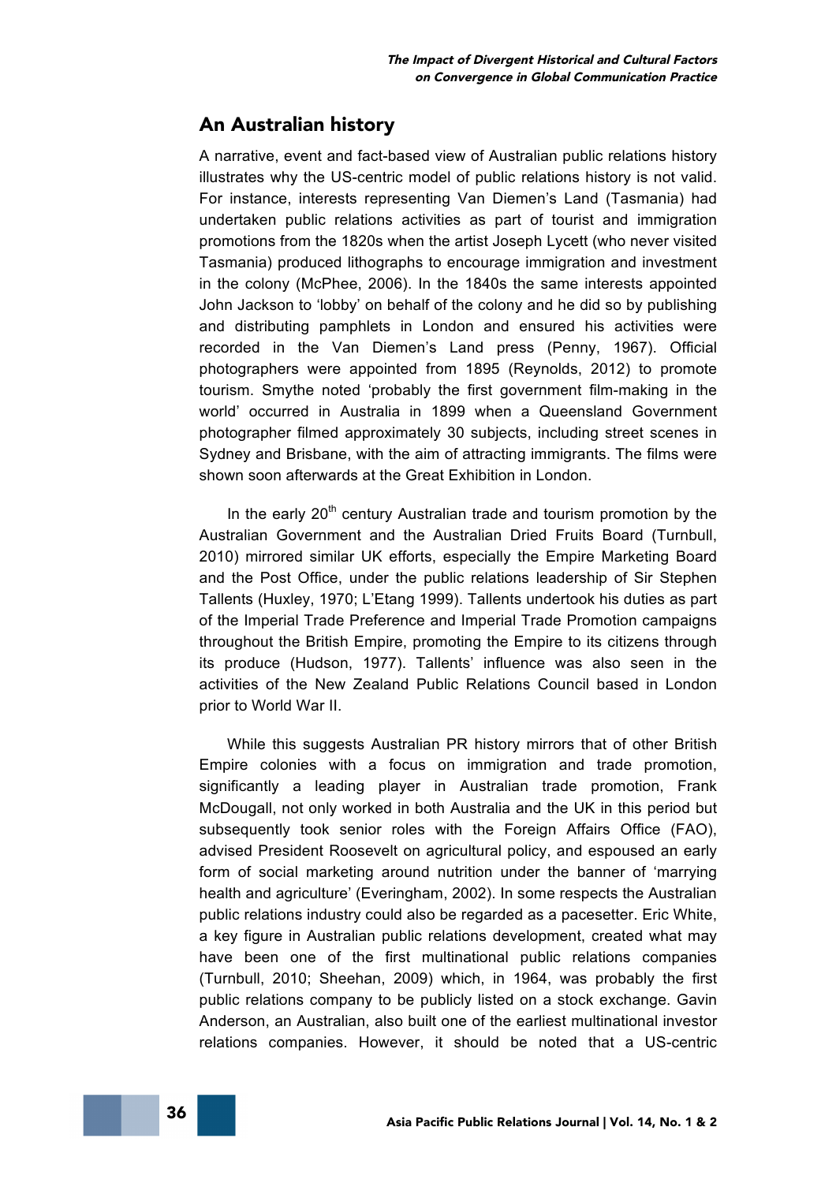## An Australian history

A narrative, event and fact-based view of Australian public relations history illustrates why the US-centric model of public relations history is not valid. For instance, interests representing Van Diemen's Land (Tasmania) had undertaken public relations activities as part of tourist and immigration promotions from the 1820s when the artist Joseph Lycett (who never visited Tasmania) produced lithographs to encourage immigration and investment in the colony (McPhee, 2006). In the 1840s the same interests appointed John Jackson to 'lobby' on behalf of the colony and he did so by publishing and distributing pamphlets in London and ensured his activities were recorded in the Van Diemen's Land press (Penny, 1967). Official photographers were appointed from 1895 (Reynolds, 2012) to promote tourism. Smythe noted 'probably the first government film-making in the world' occurred in Australia in 1899 when a Queensland Government photographer filmed approximately 30 subjects, including street scenes in Sydney and Brisbane, with the aim of attracting immigrants. The films were shown soon afterwards at the Great Exhibition in London.

In the early 20th century Australian trade and tourism promotion by the Australian Government and the Australian Dried Fruits Board (Turnbull, 2010) mirrored similar UK efforts, especially the Empire Marketing Board and the Post Office, under the public relations leadership of Sir Stephen Tallents (Huxley, 1970; L'Etang 1999). Tallents undertook his duties as part of the Imperial Trade Preference and Imperial Trade Promotion campaigns throughout the British Empire, promoting the Empire to its citizens through its produce (Hudson, 1977). Tallents' influence was also seen in the activities of the New Zealand Public Relations Council based in London prior to World War II.

While this suggests Australian PR history mirrors that of other British Empire colonies with a focus on immigration and trade promotion, significantly a leading player in Australian trade promotion, Frank McDougall, not only worked in both Australia and the UK in this period but subsequently took senior roles with the Foreign Affairs Office (FAO), advised President Roosevelt on agricultural policy, and espoused an early form of social marketing around nutrition under the banner of 'marrying health and agriculture' (Everingham, 2002). In some respects the Australian public relations industry could also be regarded as a pacesetter. Eric White, a key figure in Australian public relations development, created what may have been one of the first multinational public relations companies (Turnbull, 2010; Sheehan, 2009) which, in 1964, was probably the first public relations company to be publicly listed on a stock exchange. Gavin Anderson, an Australian, also built one of the earliest multinational investor relations companies. However, it should be noted that a US-centric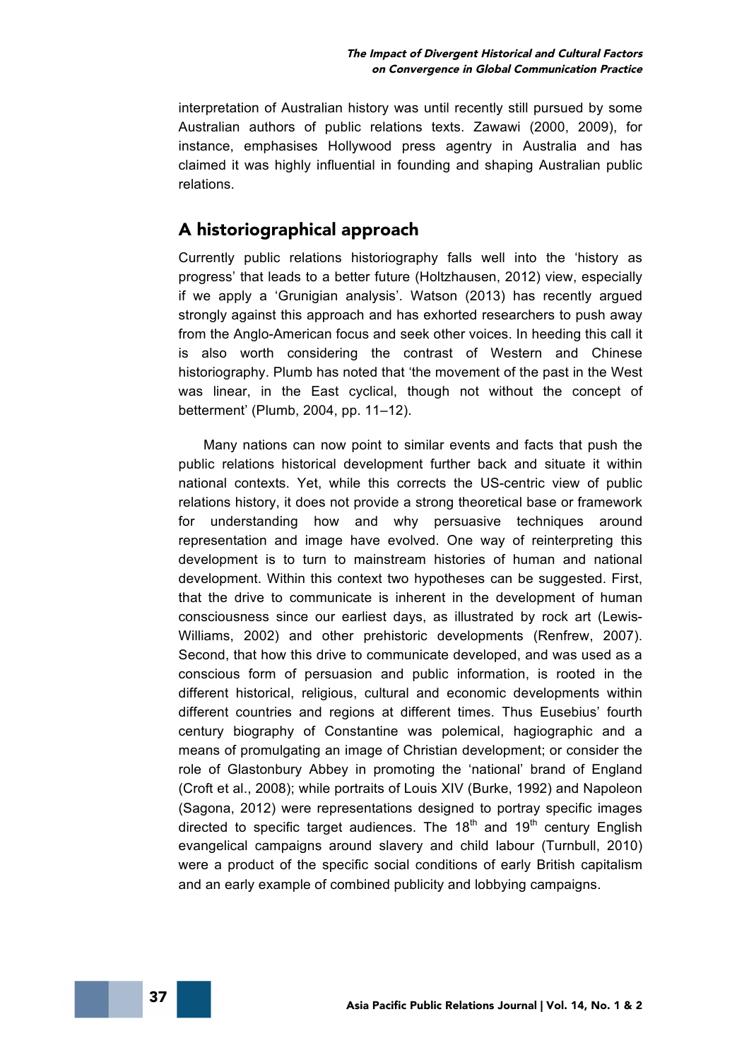interpretation of Australian history was until recently still pursued by some Australian authors of public relations texts. Zawawi (2000, 2009), for instance, emphasises Hollywood press agentry in Australia and has claimed it was highly influential in founding and shaping Australian public relations.

## A historiographical approach

Currently public relations historiography falls well into the 'history as progress' that leads to a better future (Holtzhausen, 2012) view, especially if we apply a 'Grunigian analysis'. Watson (2013) has recently argued strongly against this approach and has exhorted researchers to push away from the Anglo-American focus and seek other voices. In heeding this call it is also worth considering the contrast of Western and Chinese historiography. Plumb has noted that 'the movement of the past in the West was linear, in the East cyclical, though not without the concept of betterment' (Plumb, 2004, pp. 11–12).

Many nations can now point to similar events and facts that push the public relations historical development further back and situate it within national contexts. Yet, while this corrects the US-centric view of public relations history, it does not provide a strong theoretical base or framework for understanding how and why persuasive techniques around representation and image have evolved. One way of reinterpreting this development is to turn to mainstream histories of human and national development. Within this context two hypotheses can be suggested. First, that the drive to communicate is inherent in the development of human consciousness since our earliest days, as illustrated by rock art (Lewis-Williams, 2002) and other prehistoric developments (Renfrew, 2007). Second, that how this drive to communicate developed, and was used as a conscious form of persuasion and public information, is rooted in the different historical, religious, cultural and economic developments within different countries and regions at different times. Thus Eusebius' fourth century biography of Constantine was polemical, hagiographic and a means of promulgating an image of Christian development; or consider the role of Glastonbury Abbey in promoting the 'national' brand of England (Croft et al., 2008); while portraits of Louis XIV (Burke, 1992) and Napoleon (Sagona, 2012) were representations designed to portray specific images directed to specific target audiences. The 18th and 19th century English evangelical campaigns around slavery and child labour (Turnbull, 2010) were a product of the specific social conditions of early British capitalism and an early example of combined publicity and lobbying campaigns.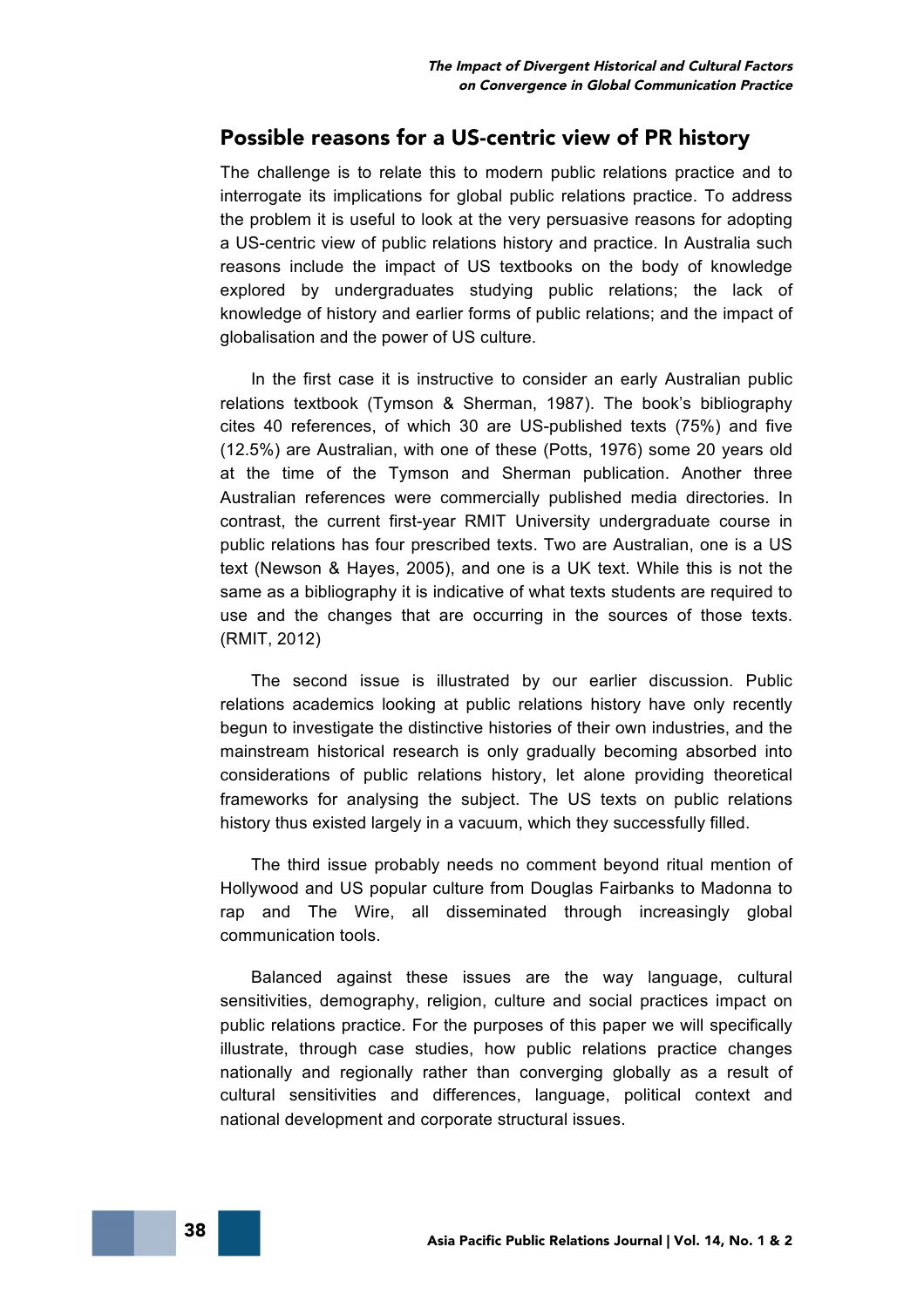## Possible reasons for a US-centric view of PR history

The challenge is to relate this to modern public relations practice and to interrogate its implications for global public relations practice. To address the problem it is useful to look at the very persuasive reasons for adopting a US-centric view of public relations history and practice. In Australia such reasons include the impact of US textbooks on the body of knowledge explored by undergraduates studying public relations; the lack of knowledge of history and earlier forms of public relations; and the impact of globalisation and the power of US culture.

In the first case it is instructive to consider an early Australian public relations textbook (Tymson & Sherman, 1987). The book's bibliography cites 40 references, of which 30 are US-published texts (75%) and five (12.5%) are Australian, with one of these (Potts, 1976) some 20 years old at the time of the Tymson and Sherman publication. Another three Australian references were commercially published media directories. In contrast, the current first-year RMIT University undergraduate course in public relations has four prescribed texts. Two are Australian, one is a US text (Newson & Hayes, 2005), and one is a UK text. While this is not the same as a bibliography it is indicative of what texts students are required to use and the changes that are occurring in the sources of those texts. (RMIT, 2012)

The second issue is illustrated by our earlier discussion. Public relations academics looking at public relations history have only recently begun to investigate the distinctive histories of their own industries, and the mainstream historical research is only gradually becoming absorbed into considerations of public relations history, let alone providing theoretical frameworks for analysing the subject. The US texts on public relations history thus existed largely in a vacuum, which they successfully filled.

The third issue probably needs no comment beyond ritual mention of Hollywood and US popular culture from Douglas Fairbanks to Madonna to rap and The Wire, all disseminated through increasingly global communication tools.

Balanced against these issues are the way language, cultural sensitivities, demography, religion, culture and social practices impact on public relations practice. For the purposes of this paper we will specifically illustrate, through case studies, how public relations practice changes nationally and regionally rather than converging globally as a result of cultural sensitivities and differences, language, political context and national development and corporate structural issues.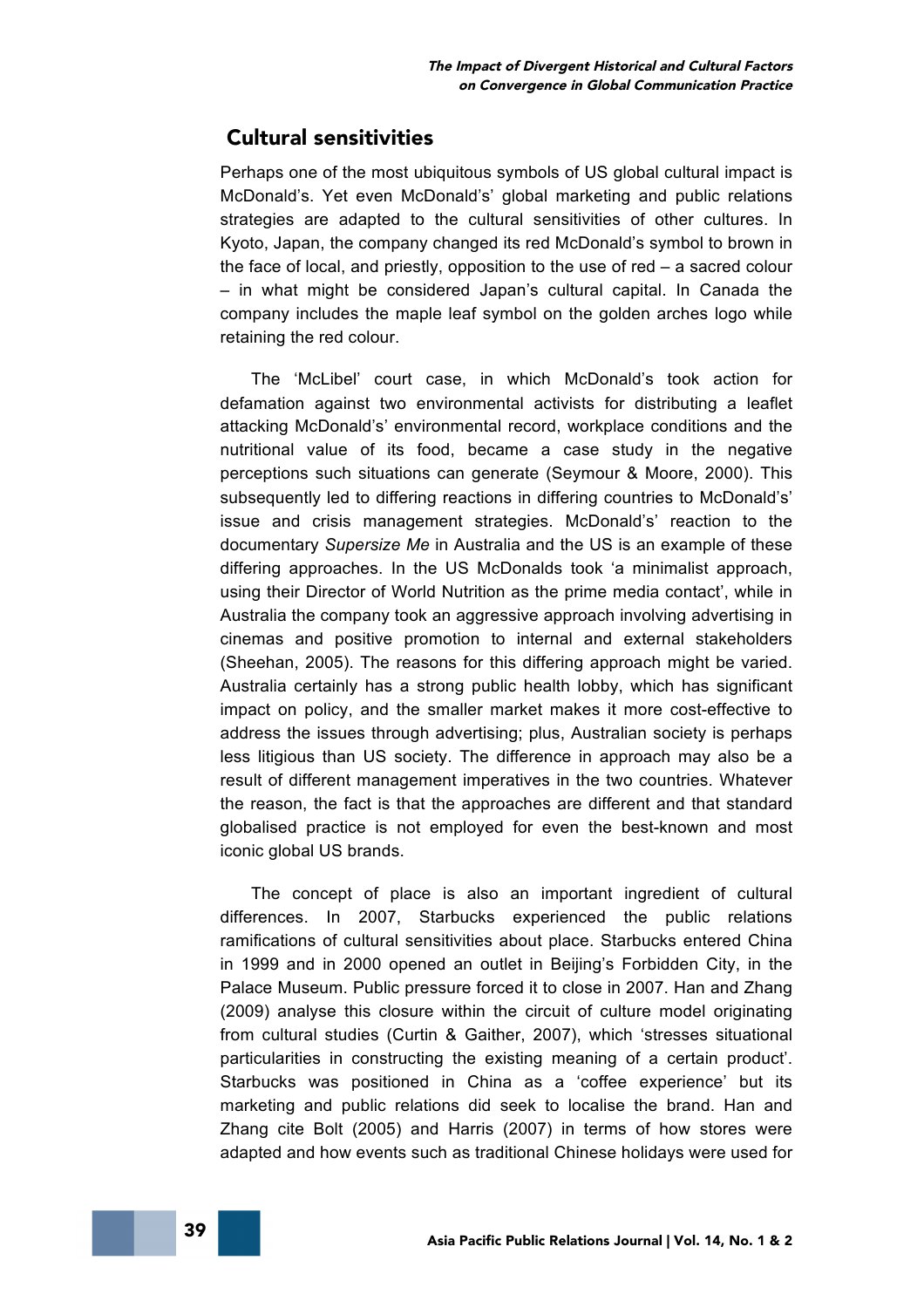## Cultural sensitivities

Perhaps one of the most ubiquitous symbols of US global cultural impact is McDonald's. Yet even McDonald's' global marketing and public relations strategies are adapted to the cultural sensitivities of other cultures. In Kyoto, Japan, the company changed its red McDonald's symbol to brown in the face of local, and priestly, opposition to the use of red – a sacred colour – in what might be considered Japan's cultural capital. In Canada the company includes the maple leaf symbol on the golden arches logo while retaining the red colour.

The 'McLibel' court case, in which McDonald's took action for defamation against two environmental activists for distributing a leaflet attacking McDonald's' environmental record, workplace conditions and the nutritional value of its food, became a case study in the negative perceptions such situations can generate (Seymour & Moore, 2000). This subsequently led to differing reactions in differing countries to McDonald's' issue and crisis management strategies. McDonald's' reaction to the documentary *Supersize Me* in Australia and the US is an example of these differing approaches. In the US McDonalds took 'a minimalist approach, using their Director of World Nutrition as the prime media contact', while in Australia the company took an aggressive approach involving advertising in cinemas and positive promotion to internal and external stakeholders (Sheehan, 2005). The reasons for this differing approach might be varied. Australia certainly has a strong public health lobby, which has significant impact on policy, and the smaller market makes it more cost-effective to address the issues through advertising; plus, Australian society is perhaps less litigious than US society. The difference in approach may also be a result of different management imperatives in the two countries. Whatever the reason, the fact is that the approaches are different and that standard globalised practice is not employed for even the best-known and most iconic global US brands.

The concept of place is also an important ingredient of cultural differences. In 2007, Starbucks experienced the public relations ramifications of cultural sensitivities about place. Starbucks entered China in 1999 and in 2000 opened an outlet in Beijing's Forbidden City, in the Palace Museum. Public pressure forced it to close in 2007. Han and Zhang (2009) analyse this closure within the circuit of culture model originating from cultural studies (Curtin & Gaither, 2007), which 'stresses situational particularities in constructing the existing meaning of a certain product'. Starbucks was positioned in China as a 'coffee experience' but its marketing and public relations did seek to localise the brand. Han and Zhang cite Bolt (2005) and Harris (2007) in terms of how stores were adapted and how events such as traditional Chinese holidays were used for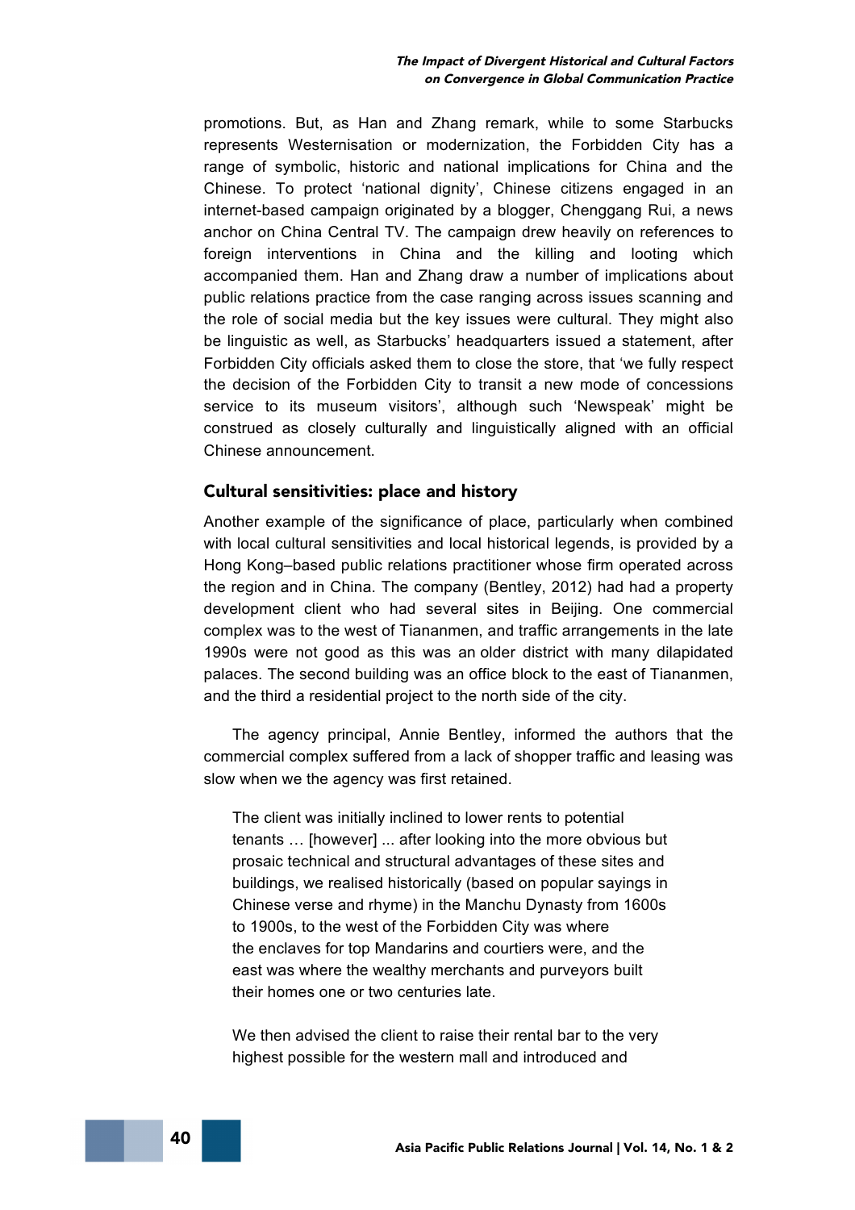promotions. But, as Han and Zhang remark, while to some Starbucks represents Westernisation or modernization, the Forbidden City has a range of symbolic, historic and national implications for China and the Chinese. To protect 'national dignity', Chinese citizens engaged in an internet-based campaign originated by a blogger, Chenggang Rui, a news anchor on China Central TV. The campaign drew heavily on references to foreign interventions in China and the killing and looting which accompanied them. Han and Zhang draw a number of implications about public relations practice from the case ranging across issues scanning and the role of social media but the key issues were cultural. They might also be linguistic as well, as Starbucks' headquarters issued a statement, after Forbidden City officials asked them to close the store, that 'we fully respect the decision of the Forbidden City to transit a new mode of concessions service to its museum visitors', although such 'Newspeak' might be construed as closely culturally and linguistically aligned with an official Chinese announcement.

## Cultural sensitivities: place and history

Another example of the significance of place, particularly when combined with local cultural sensitivities and local historical legends, is provided by a Hong Kong–based public relations practitioner whose firm operated across the region and in China. The company (Bentley, 2012) had had a property development client who had several sites in Beijing. One commercial complex was to the west of Tiananmen, and traffic arrangements in the late 1990s were not good as this was an older district with many dilapidated palaces. The second building was an office block to the east of Tiananmen, and the third a residential project to the north side of the city.

The agency principal, Annie Bentley, informed the authors that the commercial complex suffered from a lack of shopper traffic and leasing was slow when we the agency was first retained.

> The client was initially inclined to lower rents to potential tenants … [however] ... after looking into the more obvious but prosaic technical and structural advantages of these sites and buildings, we realised historically (based on popular sayings in Chinese verse and rhyme) in the Manchu Dynasty from 1600s to 1900s, to the west of the Forbidden City was where the enclaves for top Mandarins and courtiers were, and the east was where the wealthy merchants and purveyors built their homes one or two centuries late.
>
> We then advised the client to raise their rental bar to the very highest possible for the western mall and introduced and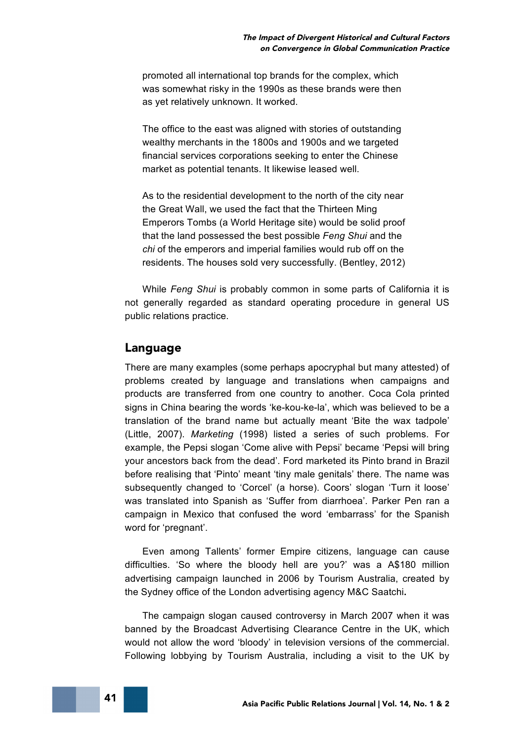promoted all international top brands for the complex, which was somewhat risky in the 1990s as these brands were then as yet relatively unknown. It worked.

The office to the east was aligned with stories of outstanding wealthy merchants in the 1800s and 1900s and we targeted financial services corporations seeking to enter the Chinese market as potential tenants. It likewise leased well.

As to the residential development to the north of the city near the Great Wall, we used the fact that the Thirteen Ming Emperors Tombs (a World Heritage site) would be solid proof that the land possessed the best possible *Feng Shui* and the *chi* of the emperors and imperial families would rub off on the residents. The houses sold very successfully. (Bentley, 2012)

While *Feng Shui* is probably common in some parts of California it is not generally regarded as standard operating procedure in general US public relations practice.

## Language

There are many examples (some perhaps apocryphal but many attested) of problems created by language and translations when campaigns and products are transferred from one country to another. Coca Cola printed signs in China bearing the words 'ke-kou-ke-la', which was believed to be a translation of the brand name but actually meant 'Bite the wax tadpole' (Little, 2007). *Marketing* (1998) listed a series of such problems. For example, the Pepsi slogan 'Come alive with Pepsi' became 'Pepsi will bring your ancestors back from the dead'. Ford marketed its Pinto brand in Brazil before realising that 'Pinto' meant 'tiny male genitals' there. The name was subsequently changed to 'Corcel' (a horse). Coors' slogan 'Turn it loose' was translated into Spanish as 'Suffer from diarrhoea'. Parker Pen ran a campaign in Mexico that confused the word 'embarrass' for the Spanish word for 'pregnant'.

Even among Tallents' former Empire citizens, language can cause difficulties. 'So where the bloody hell are you?' was a A$180 million advertising campaign launched in 2006 by Tourism Australia, created by the Sydney office of the London advertising agency M&C Saatchi**.**

The campaign slogan caused controversy in March 2007 when it was banned by the Broadcast Advertising Clearance Centre in the UK, which would not allow the word 'bloody' in television versions of the commercial. Following lobbying by Tourism Australia, including a visit to the UK by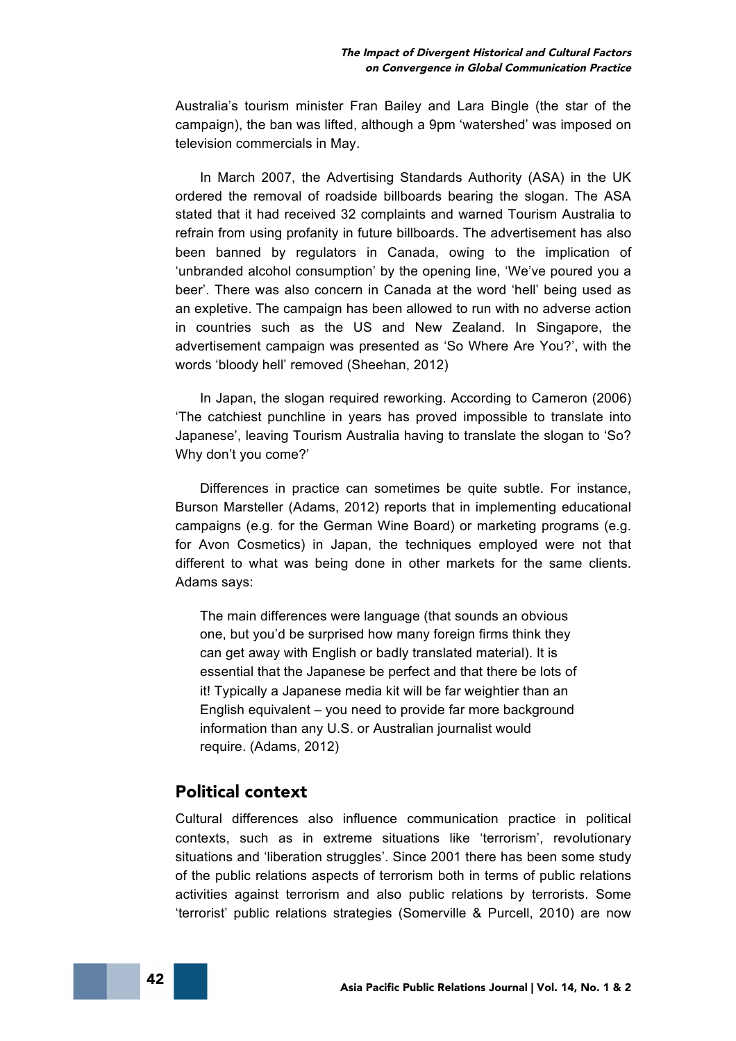Australia's tourism minister Fran Bailey and Lara Bingle (the star of the campaign), the ban was lifted, although a 9pm 'watershed' was imposed on television commercials in May.

In March 2007, the Advertising Standards Authority (ASA) in the UK ordered the removal of roadside billboards bearing the slogan. The ASA stated that it had received 32 complaints and warned Tourism Australia to refrain from using profanity in future billboards. The advertisement has also been banned by regulators in Canada, owing to the implication of 'unbranded alcohol consumption' by the opening line, 'We've poured you a beer'. There was also concern in Canada at the word 'hell' being used as an expletive. The campaign has been allowed to run with no adverse action in countries such as the US and New Zealand. In Singapore, the advertisement campaign was presented as 'So Where Are You?', with the words 'bloody hell' removed (Sheehan, 2012)

In Japan, the slogan required reworking. According to Cameron (2006) 'The catchiest punchline in years has proved impossible to translate into Japanese', leaving Tourism Australia having to translate the slogan to 'So? Why don't you come?'

Differences in practice can sometimes be quite subtle. For instance, Burson Marsteller (Adams, 2012) reports that in implementing educational campaigns (e.g. for the German Wine Board) or marketing programs (e.g. for Avon Cosmetics) in Japan, the techniques employed were not that different to what was being done in other markets for the same clients. Adams says:

> The main differences were language (that sounds an obvious one, but you'd be surprised how many foreign firms think they can get away with English or badly translated material). It is essential that the Japanese be perfect and that there be lots of it! Typically a Japanese media kit will be far weightier than an English equivalent – you need to provide far more background information than any U.S. or Australian journalist would require. (Adams, 2012)

## Political context

Cultural differences also influence communication practice in political contexts, such as in extreme situations like 'terrorism', revolutionary situations and 'liberation struggles'. Since 2001 there has been some study of the public relations aspects of terrorism both in terms of public relations activities against terrorism and also public relations by terrorists. Some 'terrorist' public relations strategies (Somerville & Purcell, 2010) are now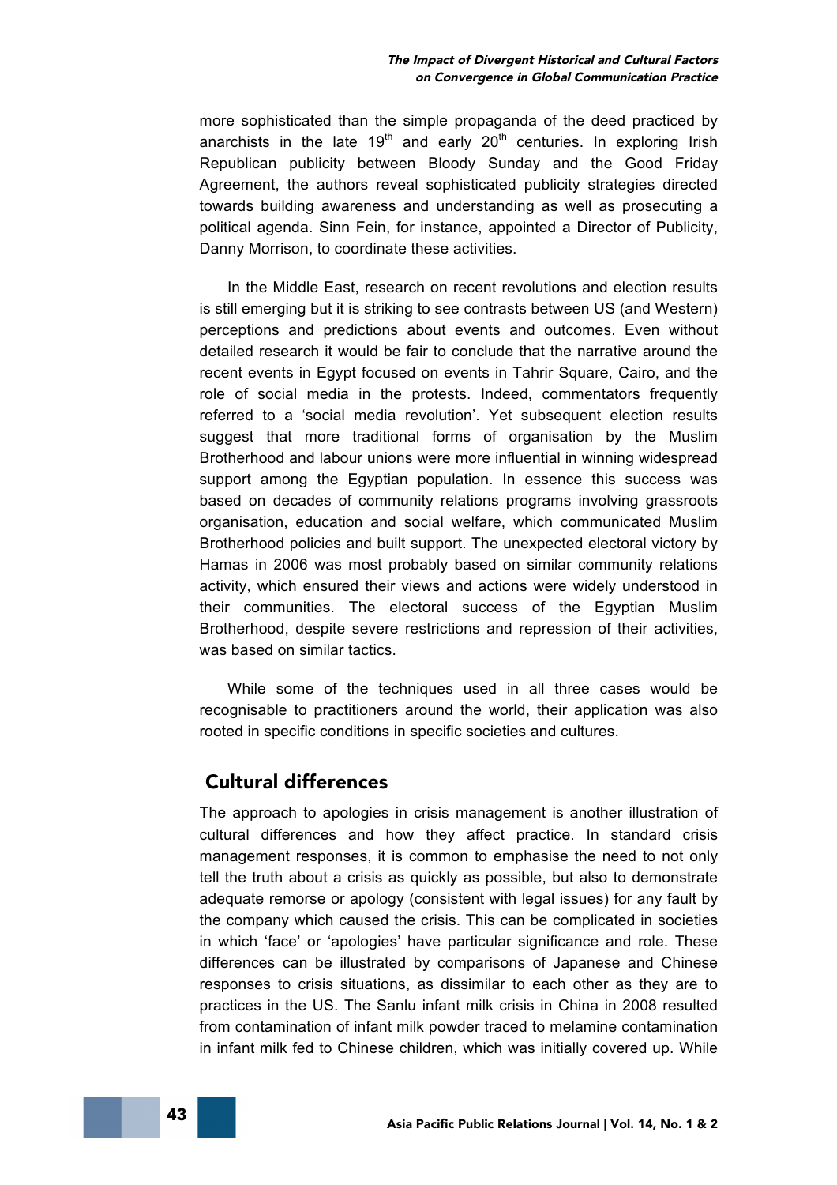more sophisticated than the simple propaganda of the deed practiced by anarchists in the late $19^{th}$ and early $20^{th}$ centuries. In exploring Irish Republican publicity between Bloody Sunday and the Good Friday Agreement, the authors reveal sophisticated publicity strategies directed towards building awareness and understanding as well as prosecuting a political agenda. Sinn Fein, for instance, appointed a Director of Publicity, Danny Morrison, to coordinate these activities.

In the Middle East, research on recent revolutions and election results is still emerging but it is striking to see contrasts between US (and Western) perceptions and predictions about events and outcomes. Even without detailed research it would be fair to conclude that the narrative around the recent events in Egypt focused on events in Tahrir Square, Cairo, and the role of social media in the protests. Indeed, commentators frequently referred to a 'social media revolution'. Yet subsequent election results suggest that more traditional forms of organisation by the Muslim Brotherhood and labour unions were more influential in winning widespread support among the Egyptian population. In essence this success was based on decades of community relations programs involving grassroots organisation, education and social welfare, which communicated Muslim Brotherhood policies and built support. The unexpected electoral victory by Hamas in 2006 was most probably based on similar community relations activity, which ensured their views and actions were widely understood in their communities. The electoral success of the Egyptian Muslim Brotherhood, despite severe restrictions and repression of their activities, was based on similar tactics.

While some of the techniques used in all three cases would be recognisable to practitioners around the world, their application was also rooted in specific conditions in specific societies and cultures.

## Cultural differences

The approach to apologies in crisis management is another illustration of cultural differences and how they affect practice. In standard crisis management responses, it is common to emphasise the need to not only tell the truth about a crisis as quickly as possible, but also to demonstrate adequate remorse or apology (consistent with legal issues) for any fault by the company which caused the crisis. This can be complicated in societies in which 'face' or 'apologies' have particular significance and role. These differences can be illustrated by comparisons of Japanese and Chinese responses to crisis situations, as dissimilar to each other as they are to practices in the US. The Sanlu infant milk crisis in China in 2008 resulted from contamination of infant milk powder traced to melamine contamination in infant milk fed to Chinese children, which was initially covered up. While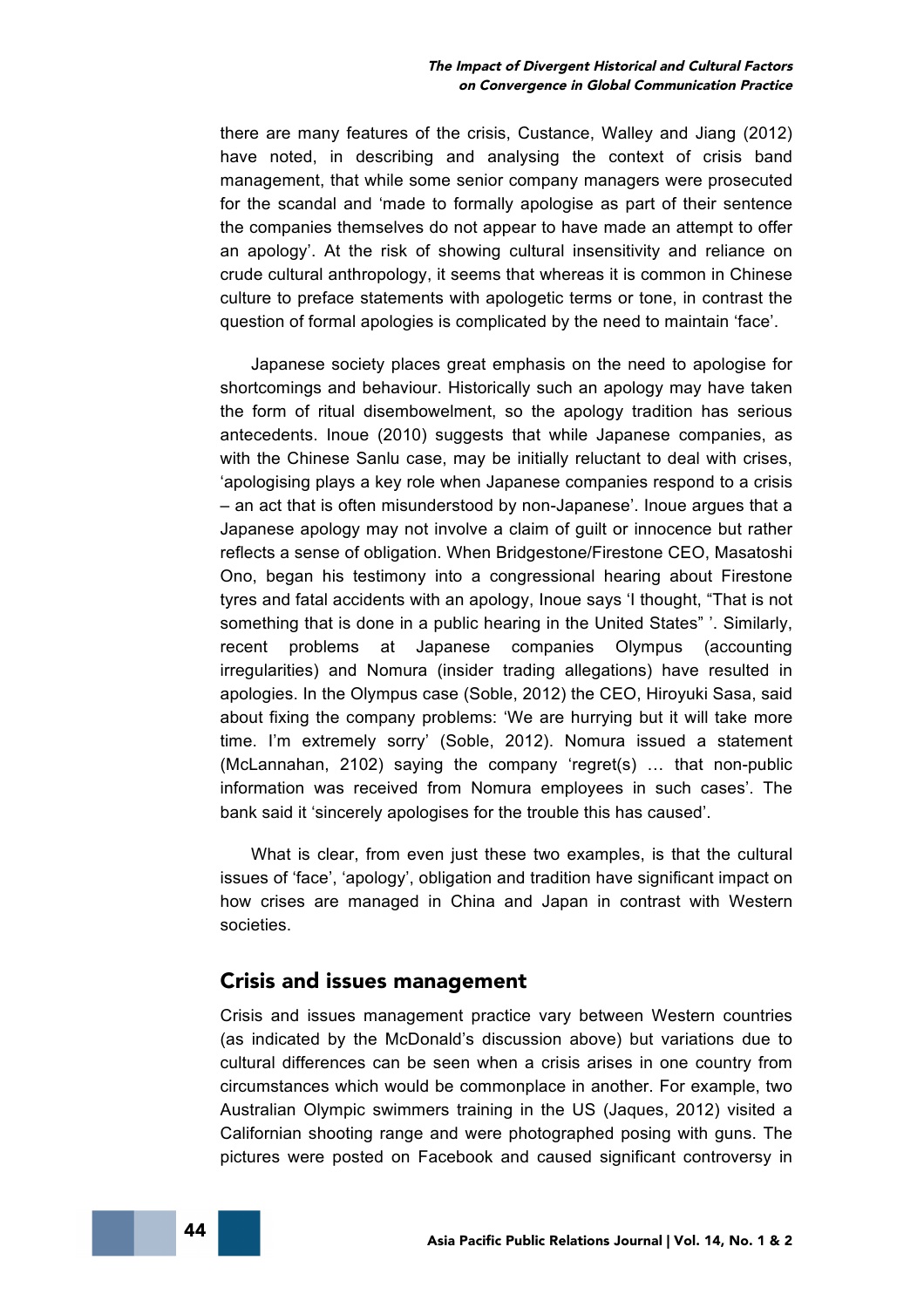there are many features of the crisis, Custance, Walley and Jiang (2012) have noted, in describing and analysing the context of crisis band management, that while some senior company managers were prosecuted for the scandal and 'made to formally apologise as part of their sentence the companies themselves do not appear to have made an attempt to offer an apology'. At the risk of showing cultural insensitivity and reliance on crude cultural anthropology, it seems that whereas it is common in Chinese culture to preface statements with apologetic terms or tone, in contrast the question of formal apologies is complicated by the need to maintain 'face'.

Japanese society places great emphasis on the need to apologise for shortcomings and behaviour. Historically such an apology may have taken the form of ritual disembowelment, so the apology tradition has serious antecedents. Inoue (2010) suggests that while Japanese companies, as with the Chinese Sanlu case, may be initially reluctant to deal with crises, 'apologising plays a key role when Japanese companies respond to a crisis – an act that is often misunderstood by non-Japanese'. Inoue argues that a Japanese apology may not involve a claim of guilt or innocence but rather reflects a sense of obligation. When Bridgestone/Firestone CEO, Masatoshi Ono, began his testimony into a congressional hearing about Firestone tyres and fatal accidents with an apology, Inoue says 'I thought, "That is not something that is done in a public hearing in the United States" '. Similarly, recent problems at Japanese companies Olympus (accounting irregularities) and Nomura (insider trading allegations) have resulted in apologies. In the Olympus case (Soble, 2012) the CEO, Hiroyuki Sasa, said about fixing the company problems: 'We are hurrying but it will take more time. I'm extremely sorry' (Soble, 2012). Nomura issued a statement (McLannahan, 2102) saying the company 'regret(s) … that non-public information was received from Nomura employees in such cases'. The bank said it 'sincerely apologises for the trouble this has caused'.

What is clear, from even just these two examples, is that the cultural issues of 'face', 'apology', obligation and tradition have significant impact on how crises are managed in China and Japan in contrast with Western societies.

## Crisis and issues management

Crisis and issues management practice vary between Western countries (as indicated by the McDonald's discussion above) but variations due to cultural differences can be seen when a crisis arises in one country from circumstances which would be commonplace in another. For example, two Australian Olympic swimmers training in the US (Jaques, 2012) visited a Californian shooting range and were photographed posing with guns. The pictures were posted on Facebook and caused significant controversy in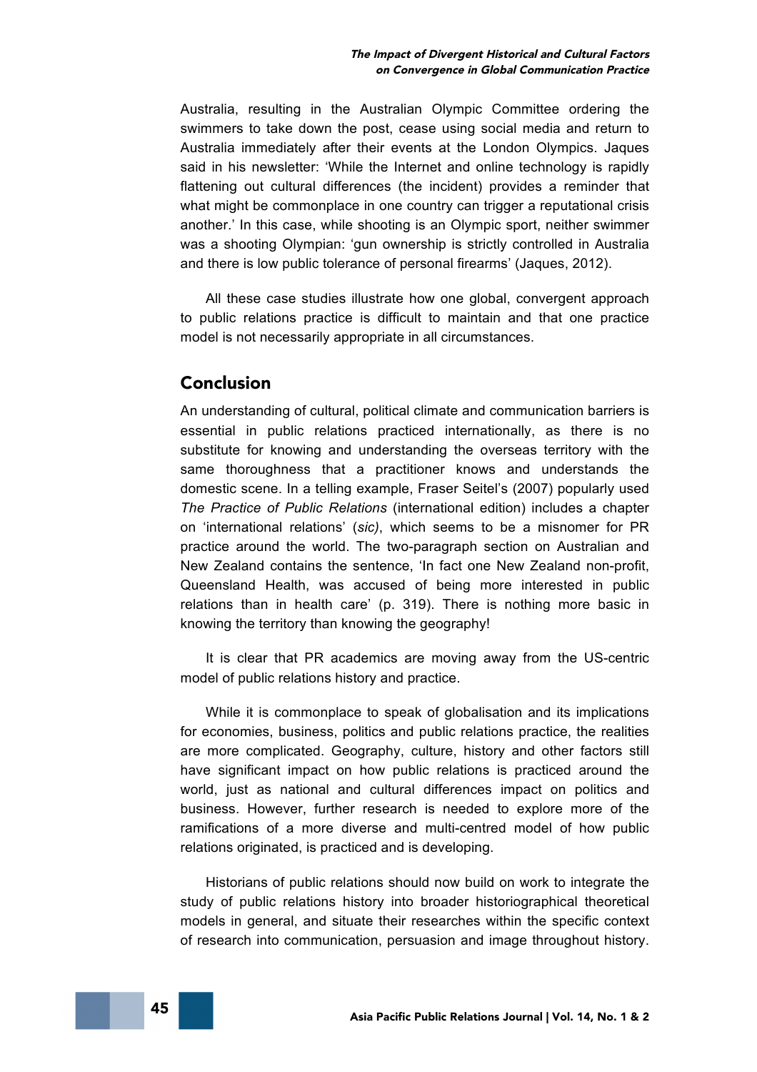Australia, resulting in the Australian Olympic Committee ordering the swimmers to take down the post, cease using social media and return to Australia immediately after their events at the London Olympics. Jaques said in his newsletter: 'While the Internet and online technology is rapidly flattening out cultural differences (the incident) provides a reminder that what might be commonplace in one country can trigger a reputational crisis another.' In this case, while shooting is an Olympic sport, neither swimmer was a shooting Olympian: 'gun ownership is strictly controlled in Australia and there is low public tolerance of personal firearms' (Jaques, 2012).

All these case studies illustrate how one global, convergent approach to public relations practice is difficult to maintain and that one practice model is not necessarily appropriate in all circumstances.

## Conclusion

An understanding of cultural, political climate and communication barriers is essential in public relations practiced internationally, as there is no substitute for knowing and understanding the overseas territory with the same thoroughness that a practitioner knows and understands the domestic scene. In a telling example, Fraser Seitel's (2007) popularly used *The Practice of Public Relations* (international edition) includes a chapter on 'international relations' (*sic)*, which seems to be a misnomer for PR practice around the world. The two-paragraph section on Australian and New Zealand contains the sentence, 'In fact one New Zealand non-profit, Queensland Health, was accused of being more interested in public relations than in health care' (p. 319). There is nothing more basic in knowing the territory than knowing the geography!

It is clear that PR academics are moving away from the US-centric model of public relations history and practice.

While it is commonplace to speak of globalisation and its implications for economies, business, politics and public relations practice, the realities are more complicated. Geography, culture, history and other factors still have significant impact on how public relations is practiced around the world, just as national and cultural differences impact on politics and business. However, further research is needed to explore more of the ramifications of a more diverse and multi-centred model of how public relations originated, is practiced and is developing.

Historians of public relations should now build on work to integrate the study of public relations history into broader historiographical theoretical models in general, and situate their researches within the specific context of research into communication, persuasion and image throughout history.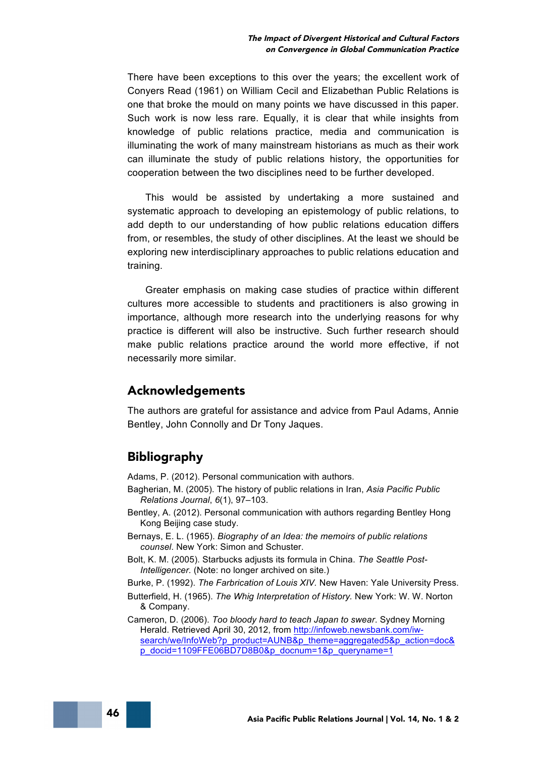There have been exceptions to this over the years; the excellent work of Conyers Read (1961) on William Cecil and Elizabethan Public Relations is one that broke the mould on many points we have discussed in this paper. Such work is now less rare. Equally, it is clear that while insights from knowledge of public relations practice, media and communication is illuminating the work of many mainstream historians as much as their work can illuminate the study of public relations history, the opportunities for cooperation between the two disciplines need to be further developed.

This would be assisted by undertaking a more sustained and systematic approach to developing an epistemology of public relations, to add depth to our understanding of how public relations education differs from, or resembles, the study of other disciplines. At the least we should be exploring new interdisciplinary approaches to public relations education and training.

Greater emphasis on making case studies of practice within different cultures more accessible to students and practitioners is also growing in importance, although more research into the underlying reasons for why practice is different will also be instructive. Such further research should make public relations practice around the world more effective, if not necessarily more similar.

## Acknowledgements

The authors are grateful for assistance and advice from Paul Adams, Annie Bentley, John Connolly and Dr Tony Jaques.

## Bibliography

Adams, P. (2012). Personal communication with authors.

Bagherian, M. (2005). The history of public relations in Iran, *Asia Pacific Public Relations Journal*, *6*(1), 97–103.

Bentley, A. (2012). Personal communication with authors regarding Bentley Hong Kong Beijing case study.

Bernays, E. L. (1965). *Biography of an Idea: the memoirs of public relations counsel*. New York: Simon and Schuster.

Bolt, K. M. (2005). Starbucks adjusts its formula in China. *The Seattle Post-Intelligencer.* (Note: no longer archived on site.)

Burke, P. (1992). *The Farbrication of Louis XIV*. New Haven: Yale University Press.

Butterfield, H. (1965). *The Whig Interpretation of History.* New York: W. W. Norton & Company.

Cameron, D. (2006). *Too bloody hard to teach Japan to swear*. Sydney Morning Herald. Retrieved April 30, 2012, from http://infoweb.newsbank.com/iw-search/we/InfoWeb?p_product=AUNB&p_theme=aggregated5&p_action=doc&p_docid=1109FFE06BD7D8B0&p_docnum=1&p_queryname=1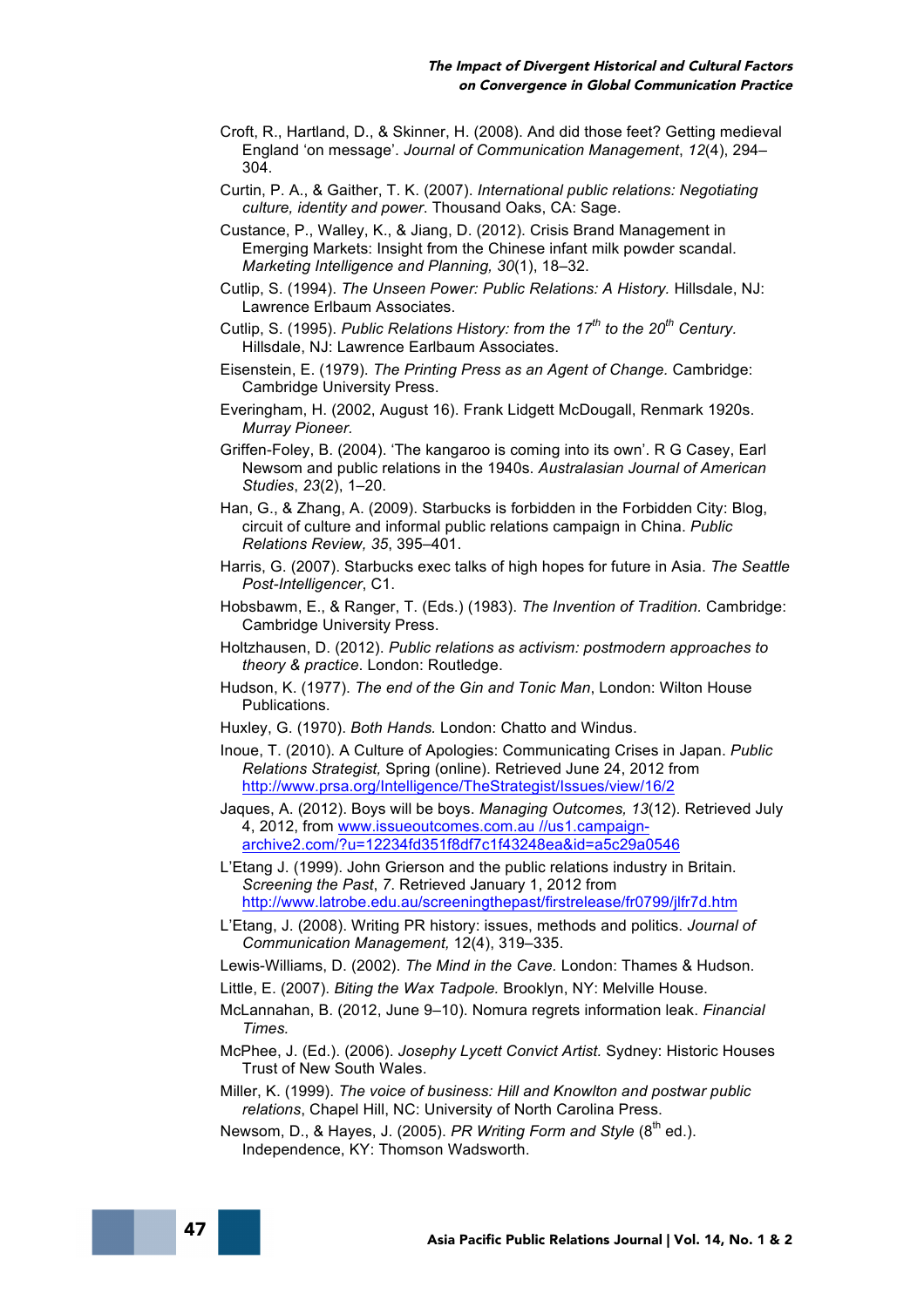Croft, R., Hartland, D., & Skinner, H. (2008). And did those feet? Getting medieval England 'on message'. *Journal of Communication Management*, *12*(4), 294–304.

Curtin, P. A., & Gaither, T. K. (2007). *International public relations: Negotiating culture, identity and power*. Thousand Oaks, CA: Sage.

Custance, P., Walley, K., & Jiang, D. (2012). Crisis Brand Management in Emerging Markets: Insight from the Chinese infant milk powder scandal. *Marketing Intelligence and Planning, 30*(1), 18–32.

Cutlip, S. (1994). *The Unseen Power: Public Relations: A History.* Hillsdale, NJ: Lawrence Erlbaum Associates.

Cutlip, S. (1995). *Public Relations History: from the 17th to the 20th Century.* Hillsdale, NJ: Lawrence Earlbaum Associates.

Eisenstein, E. (1979). *The Printing Press as an Agent of Change.* Cambridge: Cambridge University Press.

Everingham, H. (2002, August 16). Frank Lidgett McDougall, Renmark 1920s. *Murray Pioneer.*

Griffen-Foley, B. (2004). 'The kangaroo is coming into its own'. R G Casey, Earl Newsom and public relations in the 1940s. *Australasian Journal of American Studies*, *23*(2), 1–20.

Han, G., & Zhang, A. (2009). Starbucks is forbidden in the Forbidden City: Blog, circuit of culture and informal public relations campaign in China. *Public Relations Review, 35*, 395–401.

Harris, G. (2007). Starbucks exec talks of high hopes for future in Asia. *The Seattle Post-Intelligencer*, C1.

Hobsbawm, E., & Ranger, T. (Eds.) (1983). *The Invention of Tradition.* Cambridge: Cambridge University Press.

Holtzhausen, D. (2012). *Public relations as activism: postmodern approaches to theory & practice*. London: Routledge.

Hudson, K. (1977). *The end of the Gin and Tonic Man*, London: Wilton House Publications.

Huxley, G. (1970). *Both Hands.* London: Chatto and Windus.

Inoue, T. (2010). A Culture of Apologies: Communicating Crises in Japan. *Public Relations Strategist,* Spring (online). Retrieved June 24, 2012 from http://www.prsa.org/Intelligence/TheStrategist/Issues/view/16/2

Jaques, A. (2012). Boys will be boys. *Managing Outcomes, 13*(12). Retrieved July 4, 2012, from www.issueoutcomes.com.au //us1.campaign-archive2.com/?u=12234fd351f8df7c1f43248ea&id=a5c29a0546

L'Etang J. (1999). John Grierson and the public relations industry in Britain. *Screening the Past*, *7*. Retrieved January 1, 2012 from http://www.latrobe.edu.au/screeningthepast/firstrelease/fr0799/jlfr7d.htm

L'Etang, J. (2008). Writing PR history: issues, methods and politics. *Journal of Communication Management,* 12(4), 319–335.

Lewis-Williams, D. (2002). *The Mind in the Cave.* London: Thames & Hudson.

Little, E. (2007). *Biting the Wax Tadpole.* Brooklyn, NY: Melville House.

McLannahan, B. (2012, June 9–10). Nomura regrets information leak. *Financial Times.*

McPhee, J. (Ed.). (2006). *Josephy Lycett Convict Artist.* Sydney: Historic Houses Trust of New South Wales.

Miller, K. (1999). *The voice of business: Hill and Knowlton and postwar public relations*, Chapel Hill, NC: University of North Carolina Press.

Newsom, D., & Hayes, J. (2005). *PR Writing Form and Style* (8th ed.). Independence, KY: Thomson Wadsworth.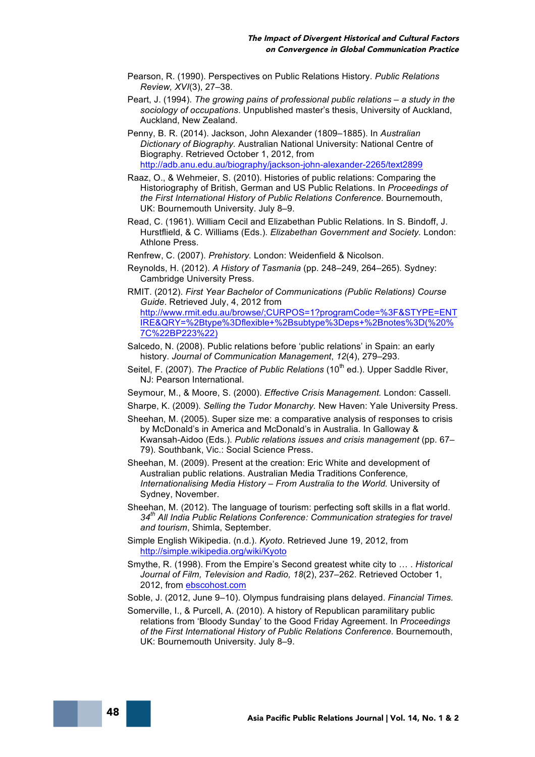Pearson, R. (1990). Perspectives on Public Relations History. *Public Relations Review, XVI*(3), 27–38.

Peart, J. (1994). *The growing pains of professional public relations – a study in the sociology of occupations*. Unpublished master's thesis, University of Auckland, Auckland, New Zealand.

Penny, B. R. (2014). Jackson, John Alexander (1809–1885). In *Australian Dictionary of Biography.* Australian National University: National Centre of Biography. Retrieved October 1, 2012, from http://adb.anu.edu.au/biography/jackson-john-alexander-2265/text2899

Raaz, O., & Wehmeier, S. (2010). Histories of public relations: Comparing the Historiography of British, German and US Public Relations. In *Proceedings of the First International History of Public Relations Conference.* Bournemouth, UK: Bournemouth University. July 8–9.

Read, C. (1961). William Cecil and Elizabethan Public Relations. In S. Bindoff, J. Hurstflield, & C. Williams (Eds.). *Elizabethan Government and Society.* London: Athlone Press.

Renfrew, C. (2007). *Prehistory.* London: Weidenfield & Nicolson.

Reynolds, H. (2012). *A History of Tasmania* (pp. 248–249, 264–265). Sydney: Cambridge University Press.

RMIT. (2012). *First Year Bachelor of Communications (Public Relations) Course Guide*. Retrieved July, 4, 2012 from http://www.rmit.edu.au/browse/;CURPOS=1?programCode=%3F&STYPE=ENTIRE&QRY=%2Btype%3Dflexible+%2Bsubtype%3Deps+%2Bnotes%3D(%20%7C%22BP223%22)

Salcedo, N. (2008). Public relations before 'public relations' in Spain: an early history. *Journal of Communication Management*, *12*(4), 279–293.

Seitel, F. (2007). *The Practice of Public Relations* (10th ed.). Upper Saddle River, NJ: Pearson International.

Seymour, M., & Moore, S. (2000). *Effective Crisis Management.* London: Cassell.

Sharpe, K. (2009). *Selling the Tudor Monarchy.* New Haven: Yale University Press.

Sheehan, M. (2005). Super size me: a comparative analysis of responses to crisis by McDonald's in America and McDonald's in Australia. In Galloway & Kwansah-Aidoo (Eds.). *Public relations issues and crisis management* (pp. 67–79). Southbank, Vic.: Social Science Press.

Sheehan, M. (2009). Present at the creation: Eric White and development of Australian public relations. Australian Media Traditions Conference*, Internationalising Media History – From Australia to the World.* University of Sydney, November.

Sheehan, M. (2012). The language of tourism: perfecting soft skills in a flat world. *34th All India Public Relations Conference: Communication strategies for travel and tourism*, Shimla, September.

Simple English Wikipedia. (n.d.). *Kyoto*. Retrieved June 19, 2012, from http://simple.wikipedia.org/wiki/Kyoto

Smythe, R. (1998). From the Empire's Second greatest white city to … . *Historical Journal of Film, Television and Radio, 18*(2), 237–262. Retrieved October 1, 2012, from ebscohost.com

Soble, J. (2012, June 9–10). Olympus fundraising plans delayed. *Financial Times.*

Somerville, I., & Purcell, A. (2010). A history of Republican paramilitary public relations from 'Bloody Sunday' to the Good Friday Agreement. In *Proceedings of the First International History of Public Relations Conference.* Bournemouth, UK: Bournemouth University. July 8–9.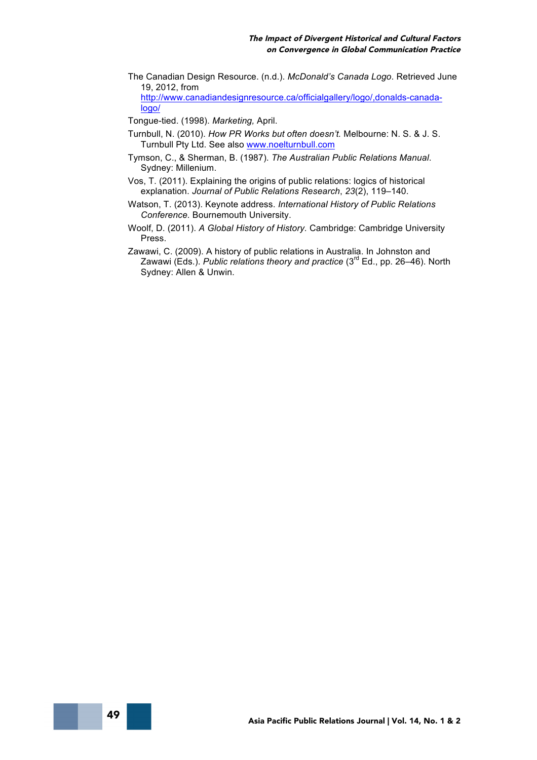The Canadian Design Resource. (n.d.). *McDonald's Canada Logo*. Retrieved June 19, 2012, from http://www.canadiandesignresource.ca/officialgallery/logo/,donalds-canada-logo/

Tongue-tied. (1998). *Marketing,* April.

Turnbull, N. (2010). *How PR Works but often doesn't.* Melbourne: N. S. & J. S. Turnbull Pty Ltd. See also www.noelturnbull.com

Tymson, C., & Sherman, B. (1987). *The Australian Public Relations Manual*. Sydney: Millenium.

Vos, T. (2011). Explaining the origins of public relations: logics of historical explanation. *Journal of Public Relations Research*, *23*(2), 119–140.

Watson, T. (2013). Keynote address. *International History of Public Relations Conference.* Bournemouth University.

Woolf, D. (2011). *A Global History of History.* Cambridge: Cambridge University Press.

Zawawi, C. (2009). A history of public relations in Australia. In Johnston and Zawawi (Eds.). *Public relations theory and practice* (3rd Ed., pp. 26–46). North Sydney: Allen & Unwin.